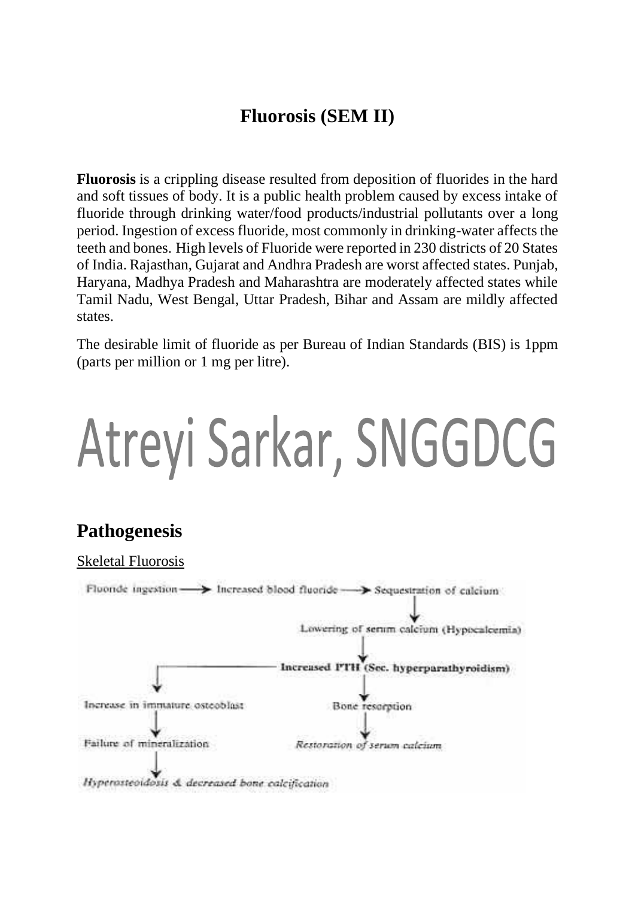## Fluorosis (SEM II)

**Fluorosis** is a crippling disease resulted from deposition of fluorides in the hard and soft tissues of body. It is a public health problem caused by excess intake of fluoride through drinking water/food products/industrial pollutants over a long period. Ingestion of excess fluoride, most commonly in drinking-water affects the teeth and bones. High levels of Fluoride were reported in 230 districts of 20 States of India. Rajasthan, Gujarat and Andhra Pradesh are worst affected states. Punjab, Haryana, Madhya Pradesh and Maharashtra are moderately affected states while Tamil Nadu, West Bengal, Uttar Pradesh, Bihar and Assam are mildly affected states.

The desirable limit of fluoride as per Bureau of Indian Standards (BIS) is 1ppm (parts per million or 1 mg per litre).

Atreyi Sarkar, SNGGDCG

## Pathogenesis

Skeletal Fluorosis

Fluoride ingestion → Increased blood fluoride → Sequestration of calcium
↓
Lowering of serum calcium (Hypocalcemia)
↓
**Increased PTH (Sec. hyperparathyroidism)**

- Increased PTH → Increase in immature osteoblast → Failure of mineralization → *Hyperosteoidosis & decreased bone calcification*
- Increased PTH → Bone resorption → *Restoration of serum calcium*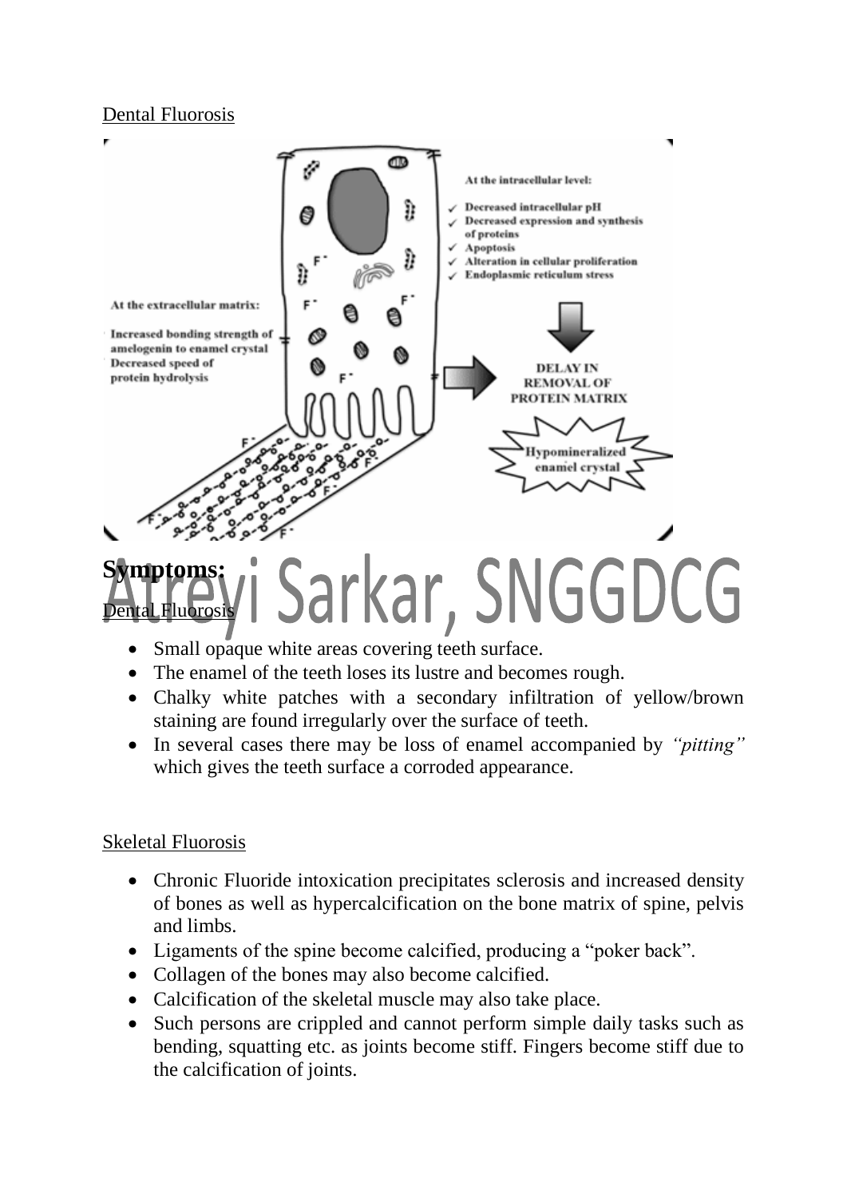Dental Fluorosis

At the intracellular level:

- Decreased intracellular pH
- Decreased expression and synthesis of proteins
- Apoptosis
- Alteration in cellular proliferation
- Endoplasmic reticulum stress

At the extracellular matrix:

- Increased bonding strength of amelogenin to enamel crystal
- Decreased speed of protein hydrolysis

DELAY IN REMOVAL OF PROTEIN MATRIX

Hypomineralized enamel crystal

## Symptoms:

Dental Fluorosis

- Small opaque white areas covering teeth surface.
- The enamel of the teeth loses its lustre and becomes rough.
- Chalky white patches with a secondary infiltration of yellow/brown staining are found irregularly over the surface of teeth.
- In several cases there may be loss of enamel accompanied by *"pitting"* which gives the teeth surface a corroded appearance.

Skeletal Fluorosis

- Chronic Fluoride intoxication precipitates sclerosis and increased density of bones as well as hypercalcification on the bone matrix of spine, pelvis and limbs.
- Ligaments of the spine become calcified, producing a "poker back".
- Collagen of the bones may also become calcified.
- Calcification of the skeletal muscle may also take place.
- Such persons are crippled and cannot perform simple daily tasks such as bending, squatting etc. as joints become stiff. Fingers become stiff due to the calcification of joints.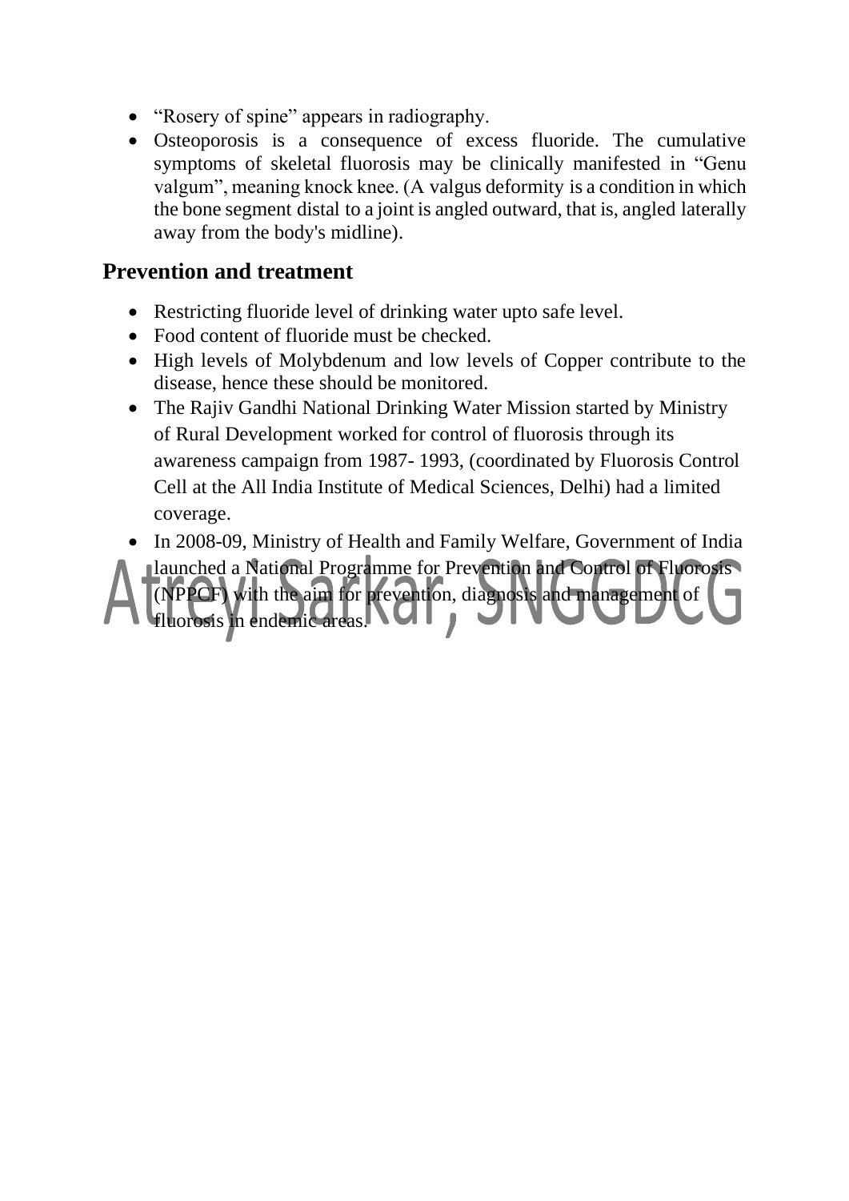- "Rosery of spine" appears in radiography.
- Osteoporosis is a consequence of excess fluoride. The cumulative symptoms of skeletal fluorosis may be clinically manifested in "Genu valgum", meaning knock knee. (A valgus deformity is a condition in which the bone segment distal to a joint is angled outward, that is, angled laterally away from the body's midline).

## Prevention and treatment

- Restricting fluoride level of drinking water upto safe level.
- Food content of fluoride must be checked.
- High levels of Molybdenum and low levels of Copper contribute to the disease, hence these should be monitored.
- The Rajiv Gandhi National Drinking Water Mission started by Ministry of Rural Development worked for control of fluorosis through its awareness campaign from 1987- 1993, (coordinated by Fluorosis Control Cell at the All India Institute of Medical Sciences, Delhi) had a limited coverage.
- In 2008-09, Ministry of Health and Family Welfare, Government of India launched a National Programme for Prevention and Control of Fluorosis (NPPCF) with the aim for prevention, diagnosis and management of fluorosis in endemic areas.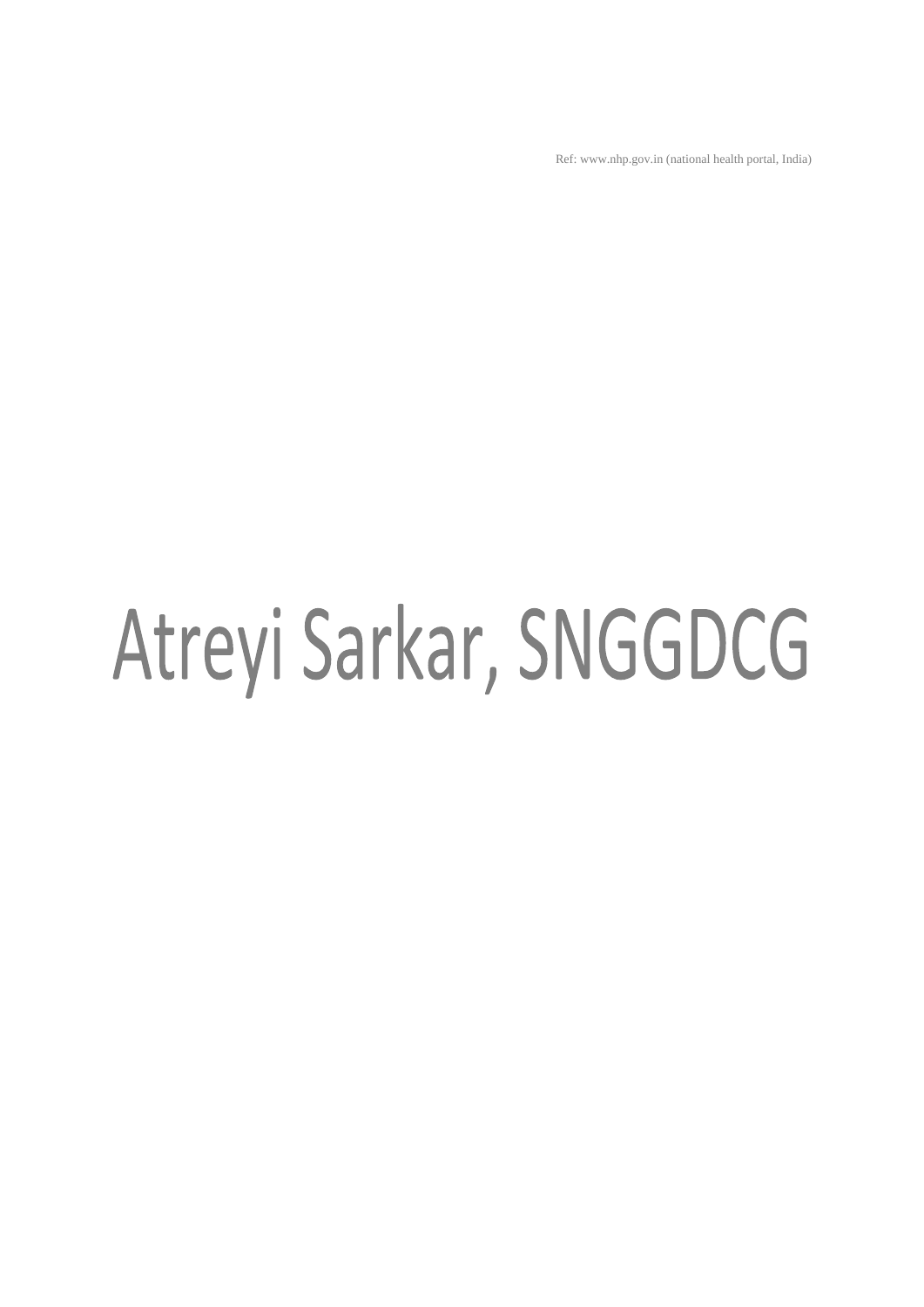Ref: www.nhp.gov.in (national health portal, India)